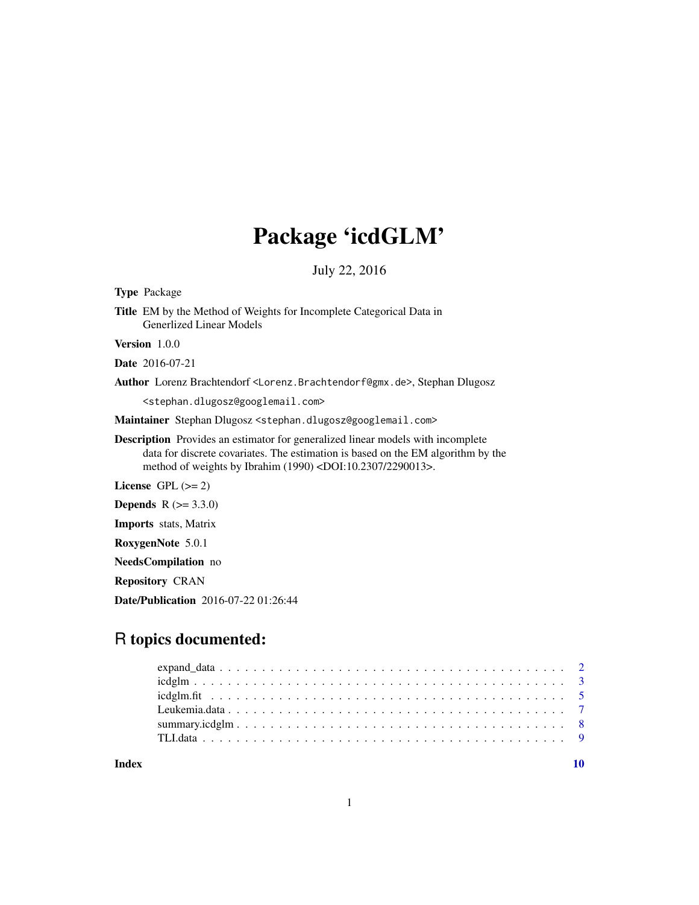# Package 'icdGLM'

July 22, 2016

**Type** Package

**Title** EM by the Method of Weights for Incomplete Categorical Data in Generlized Linear Models

**Version** 1.0.0

**Date** 2016-07-21

**Author** Lorenz Brachtendorf <Lorenz.Brachtendorf@gmx.de>, Stephan Dlugosz <stephan.dlugosz@googlemail.com>

**Maintainer** Stephan Dlugosz <stephan.dlugosz@googlemail.com>

**Description** Provides an estimator for generalized linear models with incomplete data for discrete covariates. The estimation is based on the EM algorithm by the method of weights by Ibrahim (1990) <DOI:10.2307/2290013>.

**License** GPL (>= 2)

**Depends** R (>= 3.3.0)

**Imports** stats, Matrix

**RoxygenNote** 5.0.1

**NeedsCompilation** no

**Repository** CRAN

**Date/Publication** 2016-07-22 01:26:44

## R topics documented:

- expand_data . . . . . . . . . . . . . . . . . . . . . . . . . . . . . . . . . . . . . . . 2
- icdglm . . . . . . . . . . . . . . . . . . . . . . . . . . . . . . . . . . . . . . . . . . 3
- icdglm.fit . . . . . . . . . . . . . . . . . . . . . . . . . . . . . . . . . . . . . . . . 5
- Leukemia.data . . . . . . . . . . . . . . . . . . . . . . . . . . . . . . . . . . . . . . 7
- summary.icdglm . . . . . . . . . . . . . . . . . . . . . . . . . . . . . . . . . . . . . 8
- TLI.data . . . . . . . . . . . . . . . . . . . . . . . . . . . . . . . . . . . . . . . . . 9

**Index** 10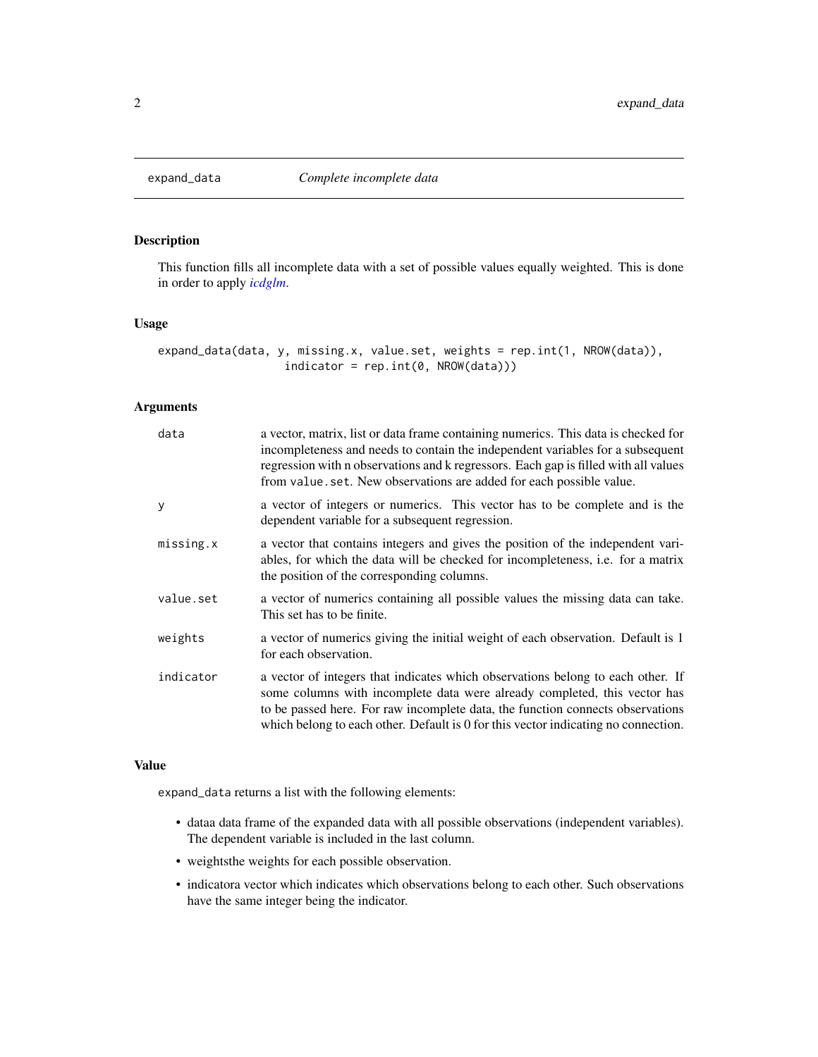## expand_data — *Complete incomplete data*

### Description

This function fills all incomplete data with a set of possible values equally weighted. This is done in order to apply *icdglm*.

### Usage

```
expand_data(data, y, missing.x, value.set, weights = rep.int(1, NROW(data)),
                  indicator = rep.int(0, NROW(data)))
```

### Arguments

| | |
|---|---|
| `data` | a vector, matrix, list or data frame containing numerics. This data is checked for incompleteness and needs to contain the independent variables for a subsequent regression with n observations and k regressors. Each gap is filled with all values from `value.set`. New observations are added for each possible value. |
| `y` | a vector of integers or numerics. This vector has to be complete and is the dependent variable for a subsequent regression. |
| `missing.x` | a vector that contains integers and gives the position of the independent variables, for which the data will be checked for incompleteness, i.e. for a matrix the position of the corresponding columns. |
| `value.set` | a vector of numerics containing all possible values the missing data can take. This set has to be finite. |
| `weights` | a vector of numerics giving the initial weight of each observation. Default is 1 for each observation. |
| `indicator` | a vector of integers that indicates which observations belong to each other. If some columns with incomplete data were already completed, this vector has to be passed here. For raw incomplete data, the function connects observations which belong to each other. Default is 0 for this vector indicating no connection. |

### Value

`expand_data` returns a list with the following elements:

- dataa data frame of the expanded data with all possible observations (independent variables). The dependent variable is included in the last column.
- weightsthe weights for each possible observation.
- indicatora vector which indicates which observations belong to each other. Such observations have the same integer being the indicator.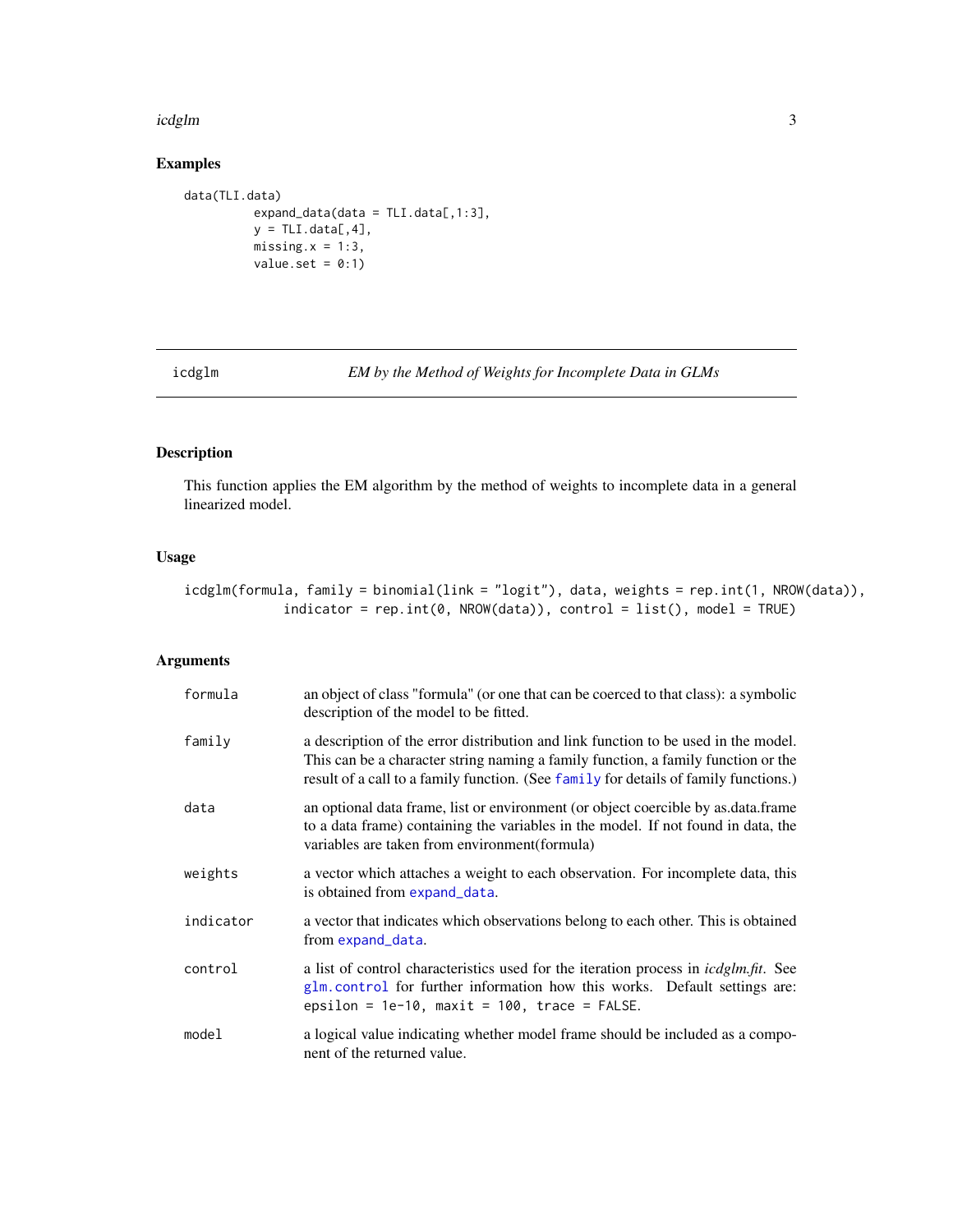### Examples

```
data(TLI.data)
        expand_data(data = TLI.data[,1:3],
        y = TLI.data[,4],
        missing.x = 1:3,
        value.set = 0:1)
```

---

## icdglm — *EM by the Method of Weights for Incomplete Data in GLMs*

---

### Description

This function applies the EM algorithm by the method of weights to incomplete data in a general linearized model.

### Usage

```
icdglm(formula, family = binomial(link = "logit"), data, weights = rep.int(1, NROW(data)),
            indicator = rep.int(0, NROW(data)), control = list(), model = TRUE)
```

### Arguments

| | |
|---|---|
| `formula` | an object of class "formula" (or one that can be coerced to that class): a symbolic description of the model to be fitted. |
| `family` | a description of the error distribution and link function to be used in the model. This can be a character string naming a family function, a family function or the result of a call to a family function. (See `family` for details of family functions.) |
| `data` | an optional data frame, list or environment (or object coercible by as.data.frame to a data frame) containing the variables in the model. If not found in data, the variables are taken from environment(formula) |
| `weights` | a vector which attaches a weight to each observation. For incomplete data, this is obtained from `expand_data`. |
| `indicator` | a vector that indicates which observations belong to each other. This is obtained from `expand_data`. |
| `control` | a list of control characteristics used for the iteration process in *icdglm.fit*. See `glm.control` for further information how this works. Default settings are: `epsilon = 1e-10, maxit = 100, trace = FALSE`. |
| `model` | a logical value indicating whether model frame should be included as a component of the returned value. |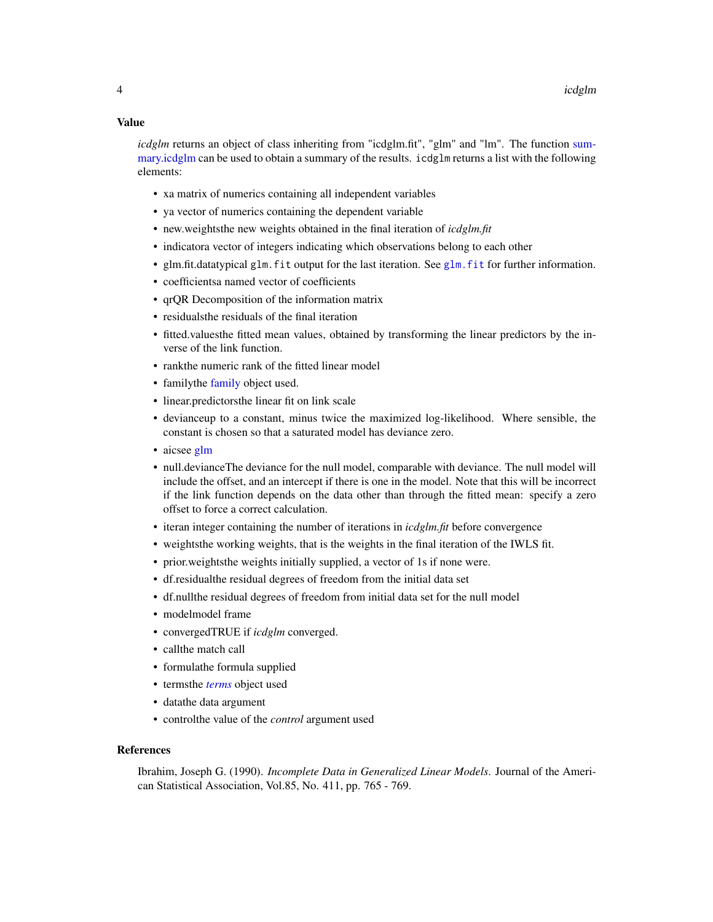### Value

*icdglm* returns an object of class inheriting from "icdglm.fit", "glm" and "lm". The function summary.icdglm can be used to obtain a summary of the results. `icdglm` returns a list with the following elements:

- xa matrix of numerics containing all independent variables
- ya vector of numerics containing the dependent variable
- new.weightsthe new weights obtained in the final iteration of *icdglm.fit*
- indicatora vector of integers indicating which observations belong to each other
- glm.fit.datatypical `glm.fit` output for the last iteration. See `glm.fit` for further information.
- coefficientsa named vector of coefficients
- qrQR Decomposition of the information matrix
- residualsthe residuals of the final iteration
- fitted.valuesthe fitted mean values, obtained by transforming the linear predictors by the inverse of the link function.
- rankthe numeric rank of the fitted linear model
- familythe family object used.
- linear.predictorsthe linear fit on link scale
- devianceup to a constant, minus twice the maximized log-likelihood. Where sensible, the constant is chosen so that a saturated model has deviance zero.
- aicsee glm
- null.devianceThe deviance for the null model, comparable with deviance. The null model will include the offset, and an intercept if there is one in the model. Note that this will be incorrect if the link function depends on the data other than through the fitted mean: specify a zero offset to force a correct calculation.
- iteran integer containing the number of iterations in *icdglm.fit* before convergence
- weightsthe working weights, that is the weights in the final iteration of the IWLS fit.
- prior.weightsthe weights initially supplied, a vector of 1s if none were.
- df.residualthe residual degrees of freedom from the initial data set
- df.nullthe residual degrees of freedom from initial data set for the null model
- modelmodel frame
- convergedTRUE if *icdglm* converged.
- callthe match call
- formulathe formula supplied
- termsthe *terms* object used
- datathe data argument
- controlthe value of the *control* argument used

### References

Ibrahim, Joseph G. (1990). *Incomplete Data in Generalized Linear Models*. Journal of the American Statistical Association, Vol.85, No. 411, pp. 765 - 769.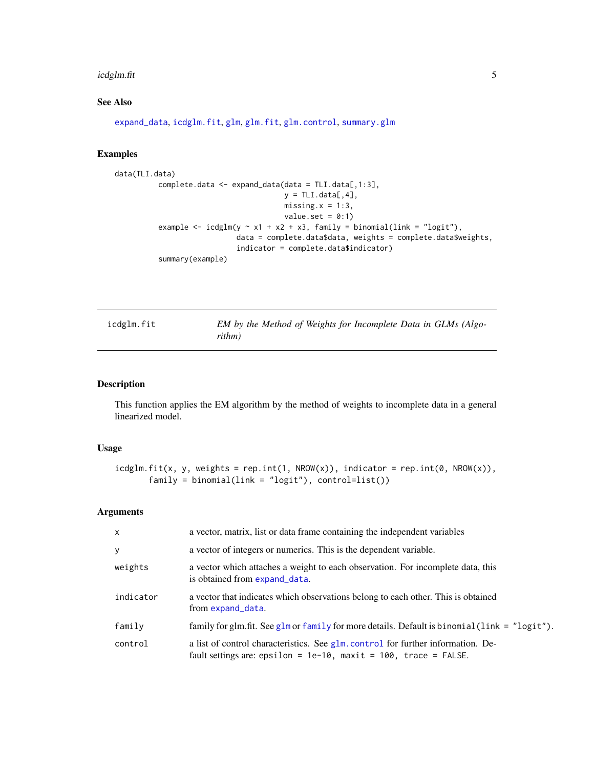### See Also

expand_data, icdglm.fit, glm, glm.fit, glm.control, summary.glm

### Examples

```
data(TLI.data)
          complete.data <- expand_data(data = TLI.data[,1:3],
                                       y = TLI.data[,4],
                                       missing.x = 1:3,
                                       value.set = 0:1)
          example <- icdglm(y ~ x1 + x2 + x3, family = binomial(link = "logit"),
                            data = complete.data$data, weights = complete.data$weights,
                            indicator = complete.data$indicator)
          summary(example)
```

---

## icdglm.fit — *EM by the Method of Weights for Incomplete Data in GLMs (Algorithm)*

### Description

This function applies the EM algorithm by the method of weights to incomplete data in a general linearized model.

### Usage

```
icdglm.fit(x, y, weights = rep.int(1, NROW(x)), indicator = rep.int(0, NROW(x)),
       family = binomial(link = "logit"), control=list())
```

### Arguments

| | |
|---|---|
| `x` | a vector, matrix, list or data frame containing the independent variables |
| `y` | a vector of integers or numerics. This is the dependent variable. |
| `weights` | a vector which attaches a weight to each observation. For incomplete data, this is obtained from `expand_data`. |
| `indicator` | a vector that indicates which observations belong to each other. This is obtained from `expand_data`. |
| `family` | family for glm.fit. See `glm` or `family` for more details. Default is `binomial(link = "logit")`. |
| `control` | a list of control characteristics. See `glm.control` for further information. Default settings are: `epsilon = 1e-10, maxit = 100, trace = FALSE`. |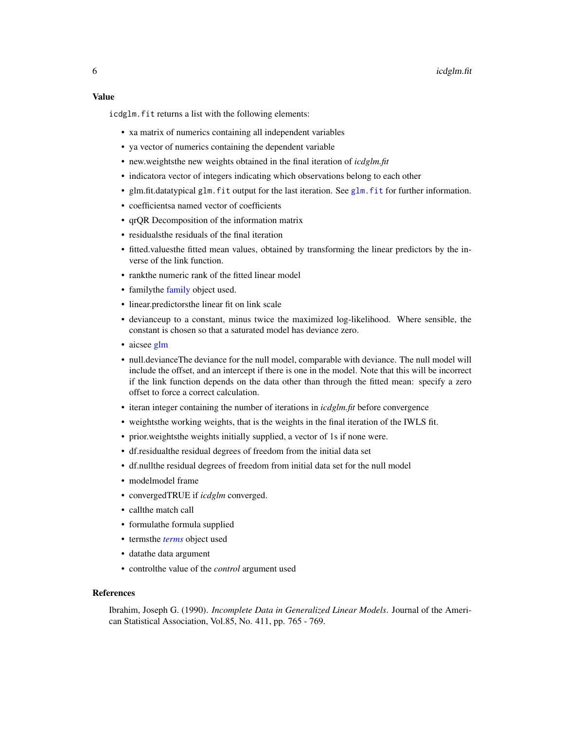## Value

`icdglm.fit` returns a list with the following elements:

- xa matrix of numerics containing all independent variables
- ya vector of numerics containing the dependent variable
- new.weightsthe new weights obtained in the final iteration of *icdglm.fit*
- indicatora vector of integers indicating which observations belong to each other
- glm.fit.datatypical `glm.fit` output for the last iteration. See `glm.fit` for further information.
- coefficientsa named vector of coefficients
- qrQR Decomposition of the information matrix
- residualsthe residuals of the final iteration
- fitted.valuesthe fitted mean values, obtained by transforming the linear predictors by the inverse of the link function.
- rankthe numeric rank of the fitted linear model
- familythe family object used.
- linear.predictorsthe linear fit on link scale
- devianceup to a constant, minus twice the maximized log-likelihood. Where sensible, the constant is chosen so that a saturated model has deviance zero.
- aicsee glm
- null.devianceThe deviance for the null model, comparable with deviance. The null model will include the offset, and an intercept if there is one in the model. Note that this will be incorrect if the link function depends on the data other than through the fitted mean: specify a zero offset to force a correct calculation.
- iteran integer containing the number of iterations in *icdglm.fit* before convergence
- weightsthe working weights, that is the weights in the final iteration of the IWLS fit.
- prior.weightsthe weights initially supplied, a vector of 1s if none were.
- df.residualthe residual degrees of freedom from the initial data set
- df.nullthe residual degrees of freedom from initial data set for the null model
- modelmodel frame
- convergedTRUE if *icdglm* converged.
- callthe match call
- formulathe formula supplied
- termsthe *terms* object used
- datathe data argument
- controlthe value of the *control* argument used

## References

Ibrahim, Joseph G. (1990). *Incomplete Data in Generalized Linear Models*. Journal of the American Statistical Association, Vol.85, No. 411, pp. 765 - 769.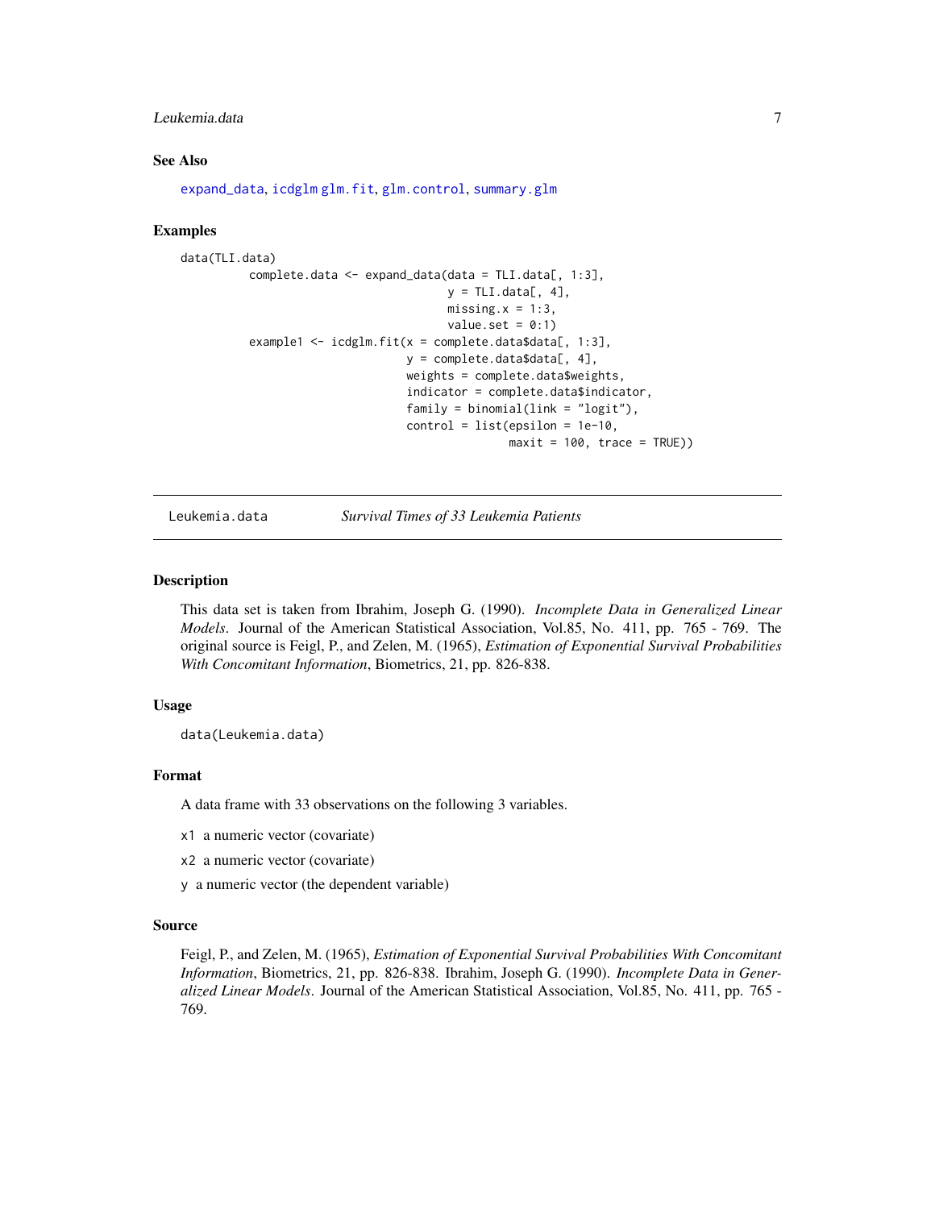### See Also

`expand_data`, `icdglm` `glm.fit`, `glm.control`, `summary.glm`

### Examples

```
data(TLI.data)
          complete.data <- expand_data(data = TLI.data[, 1:3],
                                       y = TLI.data[, 4],
                                       missing.x = 1:3,
                                       value.set = 0:1)
          example1 <- icdglm.fit(x = complete.data$data[, 1:3],
                                 y = complete.data$data[, 4],
                                 weights = complete.data$weights,
                                 indicator = complete.data$indicator,
                                 family = binomial(link = "logit"),
                                 control = list(epsilon = 1e-10,
                                                maxit = 100, trace = TRUE))
```

---

## Leukemia.data — *Survival Times of 33 Leukemia Patients*

### Description

This data set is taken from Ibrahim, Joseph G. (1990). *Incomplete Data in Generalized Linear Models*. Journal of the American Statistical Association, Vol.85, No. 411, pp. 765 - 769. The original source is Feigl, P., and Zelen, M. (1965), *Estimation of Exponential Survival Probabilities With Concomitant Information*, Biometrics, 21, pp. 826-838.

### Usage

```
data(Leukemia.data)
```

### Format

A data frame with 33 observations on the following 3 variables.

- `x1` a numeric vector (covariate)
- `x2` a numeric vector (covariate)
- `y` a numeric vector (the dependent variable)

### Source

Feigl, P., and Zelen, M. (1965), *Estimation of Exponential Survival Probabilities With Concomitant Information*, Biometrics, 21, pp. 826-838. Ibrahim, Joseph G. (1990). *Incomplete Data in Generalized Linear Models*. Journal of the American Statistical Association, Vol.85, No. 411, pp. 765 - 769.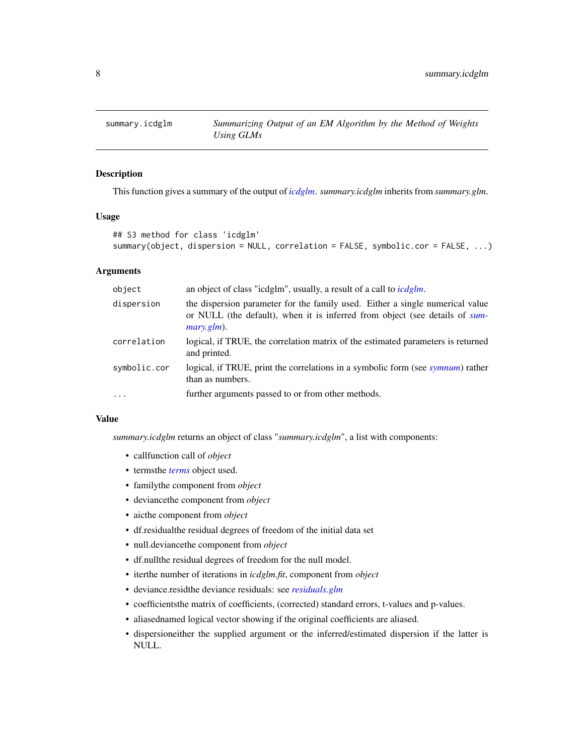# summary.icdglm — *Summarizing Output of an EM Algorithm by the Method of Weights Using GLMs*

## Description

This function gives a summary of the output of *icdglm*. *summary.icdglm* inherits from *summary.glm*.

## Usage

```
## S3 method for class 'icdglm'
summary(object, dispersion = NULL, correlation = FALSE, symbolic.cor = FALSE, ...)
```

## Arguments

| | |
|---|---|
| `object` | an object of class "icdglm", usually, a result of a call to *icdglm*. |
| `dispersion` | the dispersion parameter for the family used. Either a single numerical value or NULL (the default), when it is inferred from object (see details of *summary.glm*). |
| `correlation` | logical, if TRUE, the correlation matrix of the estimated parameters is returned and printed. |
| `symbolic.cor` | logical, if TRUE, print the correlations in a symbolic form (see *symnum*) rather than as numbers. |
| `...` | further arguments passed to or from other methods. |

## Value

*summary.icdglm* returns an object of class "*summary.icdglm*", a list with components:

- callfunction call of *object*
- termsthe *terms* object used.
- familythe component from *object*
- deviancethe component from *object*
- aicthe component from *object*
- df.residualthe residual degrees of freedom of the initial data set
- null.deviancethe component from *object*
- df.nullthe residual degrees of freedom for the null model.
- iterthe number of iterations in *icdglm.fit*, component from *object*
- deviance.residthe deviance residuals: see *residuals.glm*
- coefficientsthe matrix of coefficients, (corrected) standard errors, t-values and p-values.
- aliasednamed logical vector showing if the original coefficients are aliased.
- dispersioneither the supplied argument or the inferred/estimated dispersion if the latter is NULL.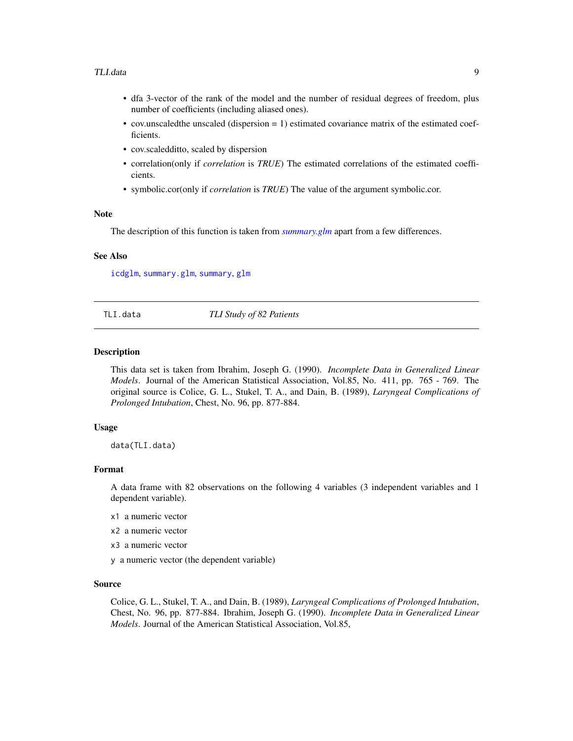- dfa 3-vector of the rank of the model and the number of residual degrees of freedom, plus number of coefficients (including aliased ones).
- cov.unscaledthe unscaled (dispersion = 1) estimated covariance matrix of the estimated coefficients.
- cov.scaledditto, scaled by dispersion
- correlation(only if *correlation* is *TRUE*) The estimated correlations of the estimated coefficients.
- symbolic.cor(only if *correlation* is *TRUE*) The value of the argument symbolic.cor.

### Note

The description of this function is taken from *summary.glm* apart from a few differences.

### See Also

`icdglm`, `summary.glm`, `summary`, `glm`

---

## TLI.data — *TLI Study of 82 Patients*

---

### Description

This data set is taken from Ibrahim, Joseph G. (1990). *Incomplete Data in Generalized Linear Models*. Journal of the American Statistical Association, Vol.85, No. 411, pp. 765 - 769. The original source is Colice, G. L., Stukel, T. A., and Dain, B. (1989), *Laryngeal Complications of Prolonged Intubation*, Chest, No. 96, pp. 877-884.

### Usage

```
data(TLI.data)
```

### Format

A data frame with 82 observations on the following 4 variables (3 independent variables and 1 dependent variable).

`x1` a numeric vector

`x2` a numeric vector

`x3` a numeric vector

`y` a numeric vector (the dependent variable)

### Source

Colice, G. L., Stukel, T. A., and Dain, B. (1989), *Laryngeal Complications of Prolonged Intubation*, Chest, No. 96, pp. 877-884. Ibrahim, Joseph G. (1990). *Incomplete Data in Generalized Linear Models*. Journal of the American Statistical Association, Vol.85,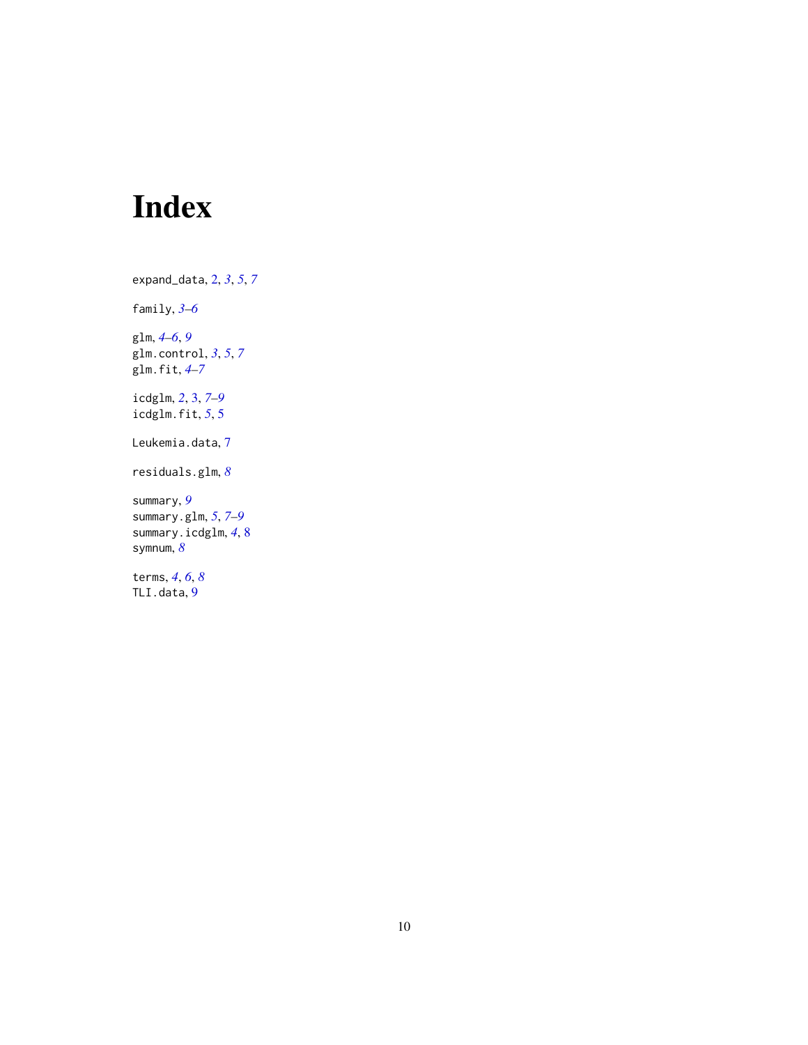# Index

expand_data, *2*, *3*, *5*, *7*

family, *3–6*

glm, *4–6*, *9*
glm.control, *3*, *5*, *7*
glm.fit, *4–7*

icdglm, *2*, 3, *7–9*
icdglm.fit, *5*, 5

Leukemia.data, 7

residuals.glm, *8*

summary, *9*
summary.glm, *5*, *7–9*
summary.icdglm, *4*, 8
symnum, *8*

terms, *4*, *6*, *8*
TLI.data, 9